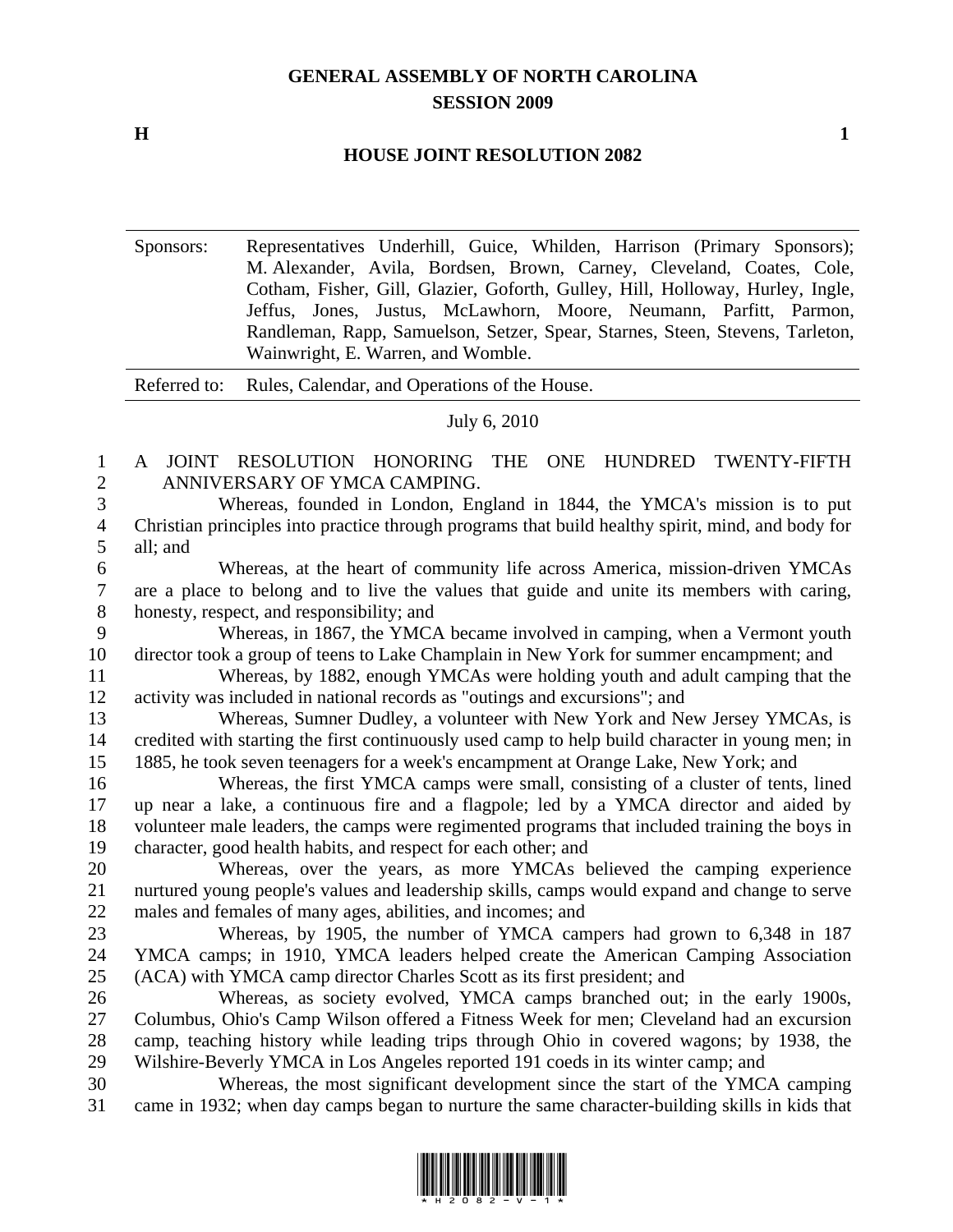# GENERAL ASSEMBLY OF NORTH CAROLINA
## SESSION 2009

**H** **1**

## HOUSE JOINT RESOLUTION 2082

| Sponsors: | Representatives Underhill, Guice, Whilden, Harrison (Primary Sponsors); M. Alexander, Avila, Bordsen, Brown, Carney, Cleveland, Coates, Cole, Cotham, Fisher, Gill, Glazier, Goforth, Gulley, Hill, Holloway, Hurley, Ingle, Jeffus, Jones, Justus, McLawhorn, Moore, Neumann, Parfitt, Parmon, Randleman, Rapp, Samuelson, Setzer, Spear, Starnes, Steen, Stevens, Tarleton, Wainwright, E. Warren, and Womble. |
|---|---|
| Referred to: | Rules, Calendar, and Operations of the House. |

July 6, 2010

A JOINT RESOLUTION HONORING THE ONE HUNDRED TWENTY-FIFTH ANNIVERSARY OF YMCA CAMPING.

Whereas, founded in London, England in 1844, the YMCA's mission is to put Christian principles into practice through programs that build healthy spirit, mind, and body for all; and

Whereas, at the heart of community life across America, mission-driven YMCAs are a place to belong and to live the values that guide and unite its members with caring, honesty, respect, and responsibility; and

Whereas, in 1867, the YMCA became involved in camping, when a Vermont youth director took a group of teens to Lake Champlain in New York for summer encampment; and

Whereas, by 1882, enough YMCAs were holding youth and adult camping that the activity was included in national records as "outings and excursions"; and

Whereas, Sumner Dudley, a volunteer with New York and New Jersey YMCAs, is credited with starting the first continuously used camp to help build character in young men; in 1885, he took seven teenagers for a week's encampment at Orange Lake, New York; and

Whereas, the first YMCA camps were small, consisting of a cluster of tents, lined up near a lake, a continuous fire and a flagpole; led by a YMCA director and aided by volunteer male leaders, the camps were regimented programs that included training the boys in character, good health habits, and respect for each other; and

Whereas, over the years, as more YMCAs believed the camping experience nurtured young people's values and leadership skills, camps would expand and change to serve males and females of many ages, abilities, and incomes; and

Whereas, by 1905, the number of YMCA campers had grown to 6,348 in 187 YMCA camps; in 1910, YMCA leaders helped create the American Camping Association (ACA) with YMCA camp director Charles Scott as its first president; and

Whereas, as society evolved, YMCA camps branched out; in the early 1900s, Columbus, Ohio's Camp Wilson offered a Fitness Week for men; Cleveland had an excursion camp, teaching history while leading trips through Ohio in covered wagons; by 1938, the Wilshire-Beverly YMCA in Los Angeles reported 191 coeds in its winter camp; and

Whereas, the most significant development since the start of the YMCA camping came in 1932; when day camps began to nurture the same character-building skills in kids that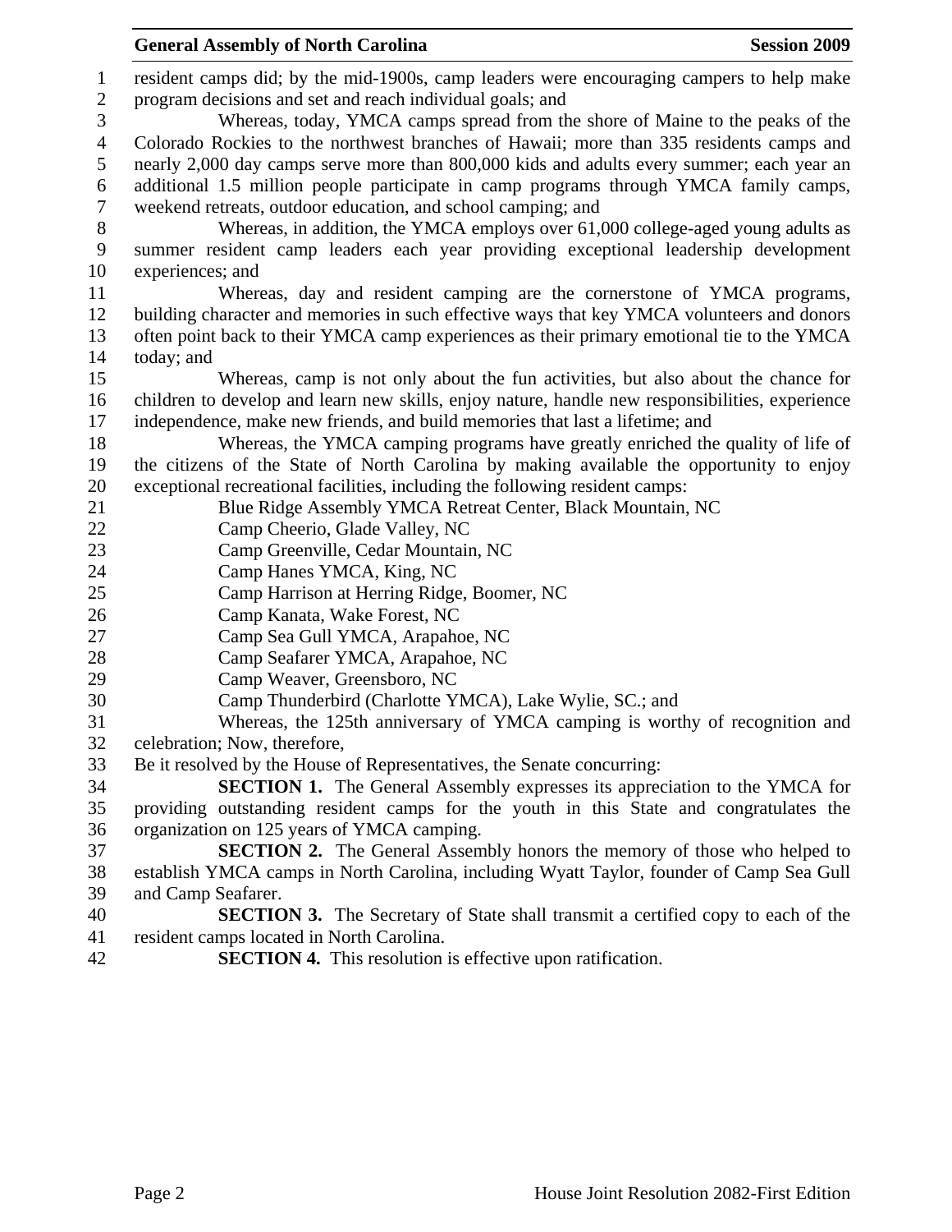resident camps did; by the mid-1900s, camp leaders were encouraging campers to help make program decisions and set and reach individual goals; and

Whereas, today, YMCA camps spread from the shore of Maine to the peaks of the Colorado Rockies to the northwest branches of Hawaii; more than 335 residents camps and nearly 2,000 day camps serve more than 800,000 kids and adults every summer; each year an additional 1.5 million people participate in camp programs through YMCA family camps, weekend retreats, outdoor education, and school camping; and

Whereas, in addition, the YMCA employs over 61,000 college-aged young adults as summer resident camp leaders each year providing exceptional leadership development experiences; and

Whereas, day and resident camping are the cornerstone of YMCA programs, building character and memories in such effective ways that key YMCA volunteers and donors often point back to their YMCA camp experiences as their primary emotional tie to the YMCA today; and

Whereas, camp is not only about the fun activities, but also about the chance for children to develop and learn new skills, enjoy nature, handle new responsibilities, experience independence, make new friends, and build memories that last a lifetime; and

Whereas, the YMCA camping programs have greatly enriched the quality of life of the citizens of the State of North Carolina by making available the opportunity to enjoy exceptional recreational facilities, including the following resident camps:

Blue Ridge Assembly YMCA Retreat Center, Black Mountain, NC
Camp Cheerio, Glade Valley, NC
Camp Greenville, Cedar Mountain, NC
Camp Hanes YMCA, King, NC
Camp Harrison at Herring Ridge, Boomer, NC
Camp Kanata, Wake Forest, NC
Camp Sea Gull YMCA, Arapahoe, NC
Camp Seafarer YMCA, Arapahoe, NC
Camp Weaver, Greensboro, NC
Camp Thunderbird (Charlotte YMCA), Lake Wylie, SC.; and

Whereas, the 125th anniversary of YMCA camping is worthy of recognition and celebration; Now, therefore,

Be it resolved by the House of Representatives, the Senate concurring:

**SECTION 1.** The General Assembly expresses its appreciation to the YMCA for providing outstanding resident camps for the youth in this State and congratulates the organization on 125 years of YMCA camping.

**SECTION 2.** The General Assembly honors the memory of those who helped to establish YMCA camps in North Carolina, including Wyatt Taylor, founder of Camp Sea Gull and Camp Seafarer.

**SECTION 3.** The Secretary of State shall transmit a certified copy to each of the resident camps located in North Carolina.

**SECTION 4.** This resolution is effective upon ratification.